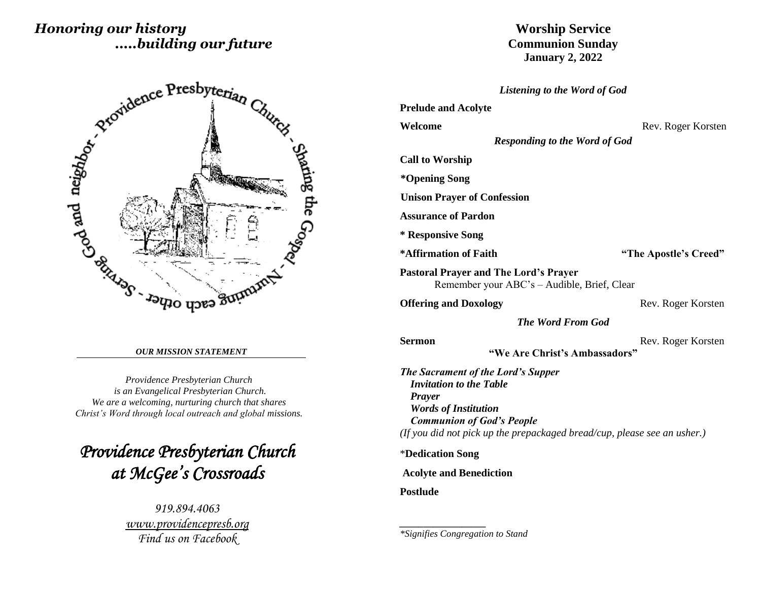*Honoring our history*
*.....building our future*

Providence Presbyterian Church - Sharing the Gospel - Nurturing each other - Serving God and neighbor

***OUR MISSION STATEMENT***

*Providence Presbyterian Church*
*is an Evangelical Presbyterian Church.*
*We are a welcoming, nurturing church that shares*
*Christ's Word through local outreach and global missions.*

# *Providence Presbyterian Church at McGee's Crossroads*

*919.894.4063*
*www.providencepresb.org*
*Find us on Facebook*

# Worship Service
## Communion Sunday
## January 2, 2022

***Listening to the Word of God***

**Prelude and Acolyte**

**Welcome** — Rev. Roger Korsten

***Responding to the Word of God***

**Call to Worship**

**\*Opening Song**

**Unison Prayer of Confession**

**Assurance of Pardon**

**\* Responsive Song**

**\*Affirmation of Faith** — **"The Apostle's Creed"**

**Pastoral Prayer and The Lord's Prayer**
Remember your ABC's – Audible, Brief, Clear

**Offering and Doxology** — Rev. Roger Korsten

***The Word From God***

**Sermon** — Rev. Roger Korsten
**"We Are Christ's Ambassadors"**

***The Sacrament of the Lord's Supper***
***Invitation to the Table***
***Prayer***
***Words of Institution***
***Communion of God's People***
*(If you did not pick up the prepackaged bread/cup, please see an usher.)*

\***Dedication Song**

**Acolyte and Benediction**

**Postlude**

---

*\*Signifies Congregation to Stand*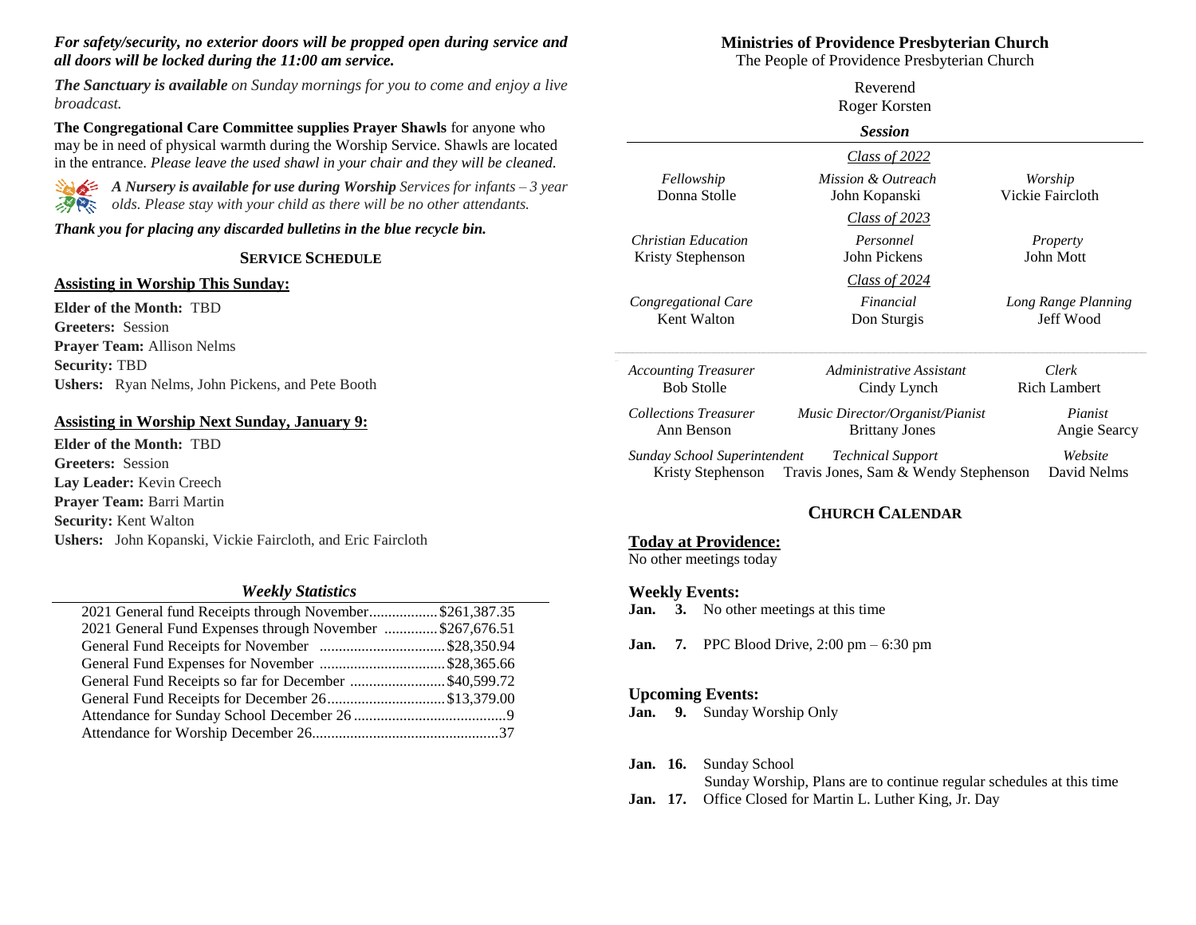***For safety/security, no exterior doors will be propped open during service and all doors will be locked during the 11:00 am service.***

***The Sanctuary is available*** *on Sunday mornings for you to come and enjoy a live broadcast.*

**The Congregational Care Committee supplies Prayer Shawls** for anyone who may be in need of physical warmth during the Worship Service. Shawls are located in the entrance. *Please leave the used shawl in your chair and they will be cleaned.*

***A Nursery is available for use during Worship*** *Services for infants – 3 year olds. Please stay with your child as there will be no other attendants.*

***Thank you for placing any discarded bulletins in the blue recycle bin.***

## SERVICE SCHEDULE

### Assisting in Worship This Sunday:

**Elder of the Month:** TBD
**Greeters:** Session
**Prayer Team:** Allison Nelms
**Security:** TBD
**Ushers:** Ryan Nelms, John Pickens, and Pete Booth

### Assisting in Worship Next Sunday, January 9:

**Elder of the Month:** TBD
**Greeters:** Session
**Lay Leader:** Kevin Creech
**Prayer Team:** Barri Martin
**Security:** Kent Walton
**Ushers:** John Kopanski, Vickie Faircloth, and Eric Faircloth

### *Weekly Statistics*

| | |
|---|---|
| 2021 General fund Receipts through November | $261,387.35 |
| 2021 General Fund Expenses through November | $267,676.51 |
| General Fund Receipts for November | $28,350.94 |
| General Fund Expenses for November | $28,365.66 |
| General Fund Receipts so far for December | $40,599.72 |
| General Fund Receipts for December 26 | $13,379.00 |
| Attendance for Sunday School December 26 | 9 |
| Attendance for Worship December 26 | 37 |

## Ministries of Providence Presbyterian Church

The People of Providence Presbyterian Church

Reverend
Roger Korsten

### *Session*

*Class of 2022*

| *Fellowship* | *Mission & Outreach* | *Worship* |
|---|---|---|
| Donna Stolle | John Kopanski | Vickie Faircloth |

*Class of 2023*

| *Christian Education* | *Personnel* | *Property* |
|---|---|---|
| Kristy Stephenson | John Pickens | John Mott |

*Class of 2024*

| *Congregational Care* | *Financial* | *Long Range Planning* |
|---|---|---|
| Kent Walton | Don Sturgis | Jeff Wood |

| *Accounting Treasurer* | *Administrative Assistant* | *Clerk* |
|---|---|---|
| Bob Stolle | Cindy Lynch | Rich Lambert |
| *Collections Treasurer* | *Music Director/Organist/Pianist* | *Pianist* |
| Ann Benson | Brittany Jones | Angie Searcy |
| *Sunday School Superintendent* | *Technical Support* | *Website* |
| Kristy Stephenson | Travis Jones, Sam & Wendy Stephenson | David Nelms |

## CHURCH CALENDAR

### Today at Providence:

No other meetings today

### Weekly Events:

**Jan. 3.** No other meetings at this time

**Jan. 7.** PPC Blood Drive, 2:00 pm – 6:30 pm

### Upcoming Events:

**Jan. 9.** Sunday Worship Only

**Jan. 16.** Sunday School
Sunday Worship, Plans are to continue regular schedules at this time

**Jan. 17.** Office Closed for Martin L. Luther King, Jr. Day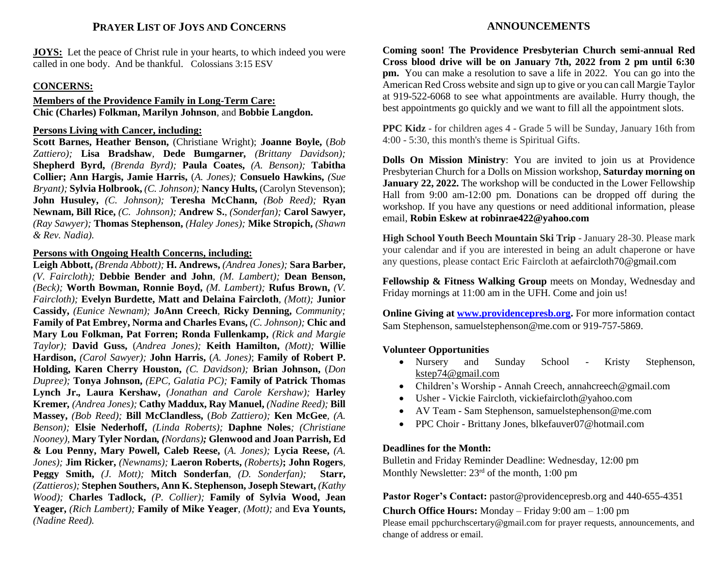## PRAYER LIST OF JOYS AND CONCERNS

**JOYS:** Let the peace of Christ rule in your hearts, to which indeed you were called in one body. And be thankful. Colossians 3:15 ESV

**CONCERNS:**

**Members of the Providence Family in Long-Term Care:**
**Chic (Charles) Folkman, Marilyn Johnson**, and **Bobbie Langdon.**

**Persons Living with Cancer, including:**

**Scott Barnes, Heather Benson,** (Christiane Wright); **Joanne Boyle,** (*Bob Zattiero);* **Lisa Bradshaw**, **Dede Bumgarner,** *(Brittany Davidson);* **Shepherd Byrd,** *(Brenda Byrd);* **Paula Coates,** *(A. Benson);* **Tabitha Collier; Ann Hargis, Jamie Harris,** (*A. Jones);* **Consuelo Hawkins,** *(Sue Bryant);* **Sylvia Holbrook,** *(C. Johnson);* **Nancy Hults,** (Carolyn Stevenson); **John Husuley,** *(C. Johnson);* **Teresha McChann,** *(Bob Reed);* **Ryan Newnam, Bill Rice,** *(C. Johnson);* **Andrew S.**, *(Sonderfan);* **Carol Sawyer,** *(Ray Sawyer);* **Thomas Stephenson,** *(Haley Jones);* **Mike Stropich,** *(Shawn & Rev. Nadia).*

**Persons with Ongoing Health Concerns, including:**

**Leigh Abbott,** *(Brenda Abbott);* **H. Andrews,** *(Andrea Jones);* **Sara Barber,** *(V. Faircloth);* **Debbie Bender and John**, *(M. Lambert);* **Dean Benson,** *(Beck);* **Worth Bowman, Ronnie Boyd,** *(M. Lambert);* **Rufus Brown,** *(V. Faircloth);* **Evelyn Burdette, Matt and Delaina Faircloth**, *(Mott);* **Junior Cassidy,** *(Eunice Newnam);* **JoAnn Creech**, **Ricky Denning,** *Community;* **Family of Pat Embrey, Norma and Charles Evans,** *(C. Johnson);* **Chic and Mary Lou Folkman, Pat Forren; Ronda Fullenkamp,** *(Rick and Margie Taylor);* **David Guss,** (*Andrea Jones);* **Keith Hamilton,** *(Mott);* **Willie Hardison,** *(Carol Sawyer);* **John Harris,** (*A. Jones)*; **Family of Robert P. Holding, Karen Cherry Houston,** *(C. Davidson);* **Brian Johnson,** (*Don Dupree);* **Tonya Johnson,** *(EPC, Galatia PC);* **Family of Patrick Thomas Lynch Jr., Laura Kershaw,** *(Jonathan and Carole Kershaw);* **Harley Kremer,** *(Andrea Jones);* **Cathy Maddux, Ray Manuel,** *(Nadine Reed);* **Bill Massey,** *(Bob Reed);* **Bill McClandless,** (*Bob Zattiero);* **Ken McGee**, *(A. Benson);* **Elsie Nederhoff,** *(Linda Roberts);* **Daphne Noles***; (Christiane Nooney),* **Mary Tyler Nordan,** *(Nordans)***; Glenwood and Joan Parrish, Ed & Lou Penny, Mary Powell, Caleb Reese,** (*A. Jones);* **Lycia Reese,** *(A. Jones);* **Jim Ricker,** *(Newnams);* **Laeron Roberts,** *(Roberts)***; John Rogers**, **Peggy Smith,** *(J. Mott);* **Mitch Sonderfan**, *(D. Sonderfan);* **Starr,** *(Zattieros);* **Stephen Southers, Ann K. Stephenson, Joseph Stewart,** *(Kathy Wood);* **Charles Tadlock,** *(P. Collier);* **Family of Sylvia Wood, Jean Yeager,** *(Rich Lambert);* **Family of Mike Yeager**, *(Mott);* and **Eva Younts,** *(Nadine Reed).*

## ANNOUNCEMENTS

**Coming soon! The Providence Presbyterian Church semi-annual Red Cross blood drive will be on January 7th, 2022 from 2 pm until 6:30 pm.** You can make a resolution to save a life in 2022. You can go into the American Red Cross website and sign up to give or you can call Margie Taylor at 919-522-6068 to see what appointments are available. Hurry though, the best appointments go quickly and we want to fill all the appointment slots.

**PPC Kidz** - for children ages 4 - Grade 5 will be Sunday, January 16th from 4:00 - 5:30, this month's theme is Spiritual Gifts.

**Dolls On Mission Ministry**: You are invited to join us at Providence Presbyterian Church for a Dolls on Mission workshop, **Saturday morning on January 22, 2022.** The workshop will be conducted in the Lower Fellowship Hall from 9:00 am-12:00 pm. Donations can be dropped off during the workshop. If you have any questions or need additional information, please email, **Robin Eskew at robinrae422@yahoo.com**

**High School Youth Beech Mountain Ski Trip** - January 28-30. Please mark your calendar and if you are interested in being an adult chaperone or have any questions, please contact Eric Faircloth at aefaircloth70@gmail.com

**Fellowship & Fitness Walking Group** meets on Monday, Wednesday and Friday mornings at 11:00 am in the UFH. Come and join us!

**Online Giving at [www.providencepresb.org](www.providencepresb.org).** For more information contact Sam Stephenson, samuelstephenson@me.com or 919-757-5869.

**Volunteer Opportunities**

- Nursery and Sunday School - Kristy Stephenson, kstep74@gmail.com
- Children's Worship - Annah Creech, annahcreech@gmail.com
- Usher - Vickie Faircloth, vickiefaircloth@yahoo.com
- AV Team - Sam Stephenson, samuelstephenson@me.com
- PPC Choir - Brittany Jones, blkefauver07@hotmail.com

**Deadlines for the Month:**

Bulletin and Friday Reminder Deadline: Wednesday, 12:00 pm
Monthly Newsletter: 23rd of the month, 1:00 pm

**Pastor Roger's Contact:** pastor@providencepresb.org and 440-655-4351

**Church Office Hours:** Monday – Friday 9:00 am – 1:00 pm
Please email ppchurchscertary@gmail.com for prayer requests, announcements, and change of address or email.